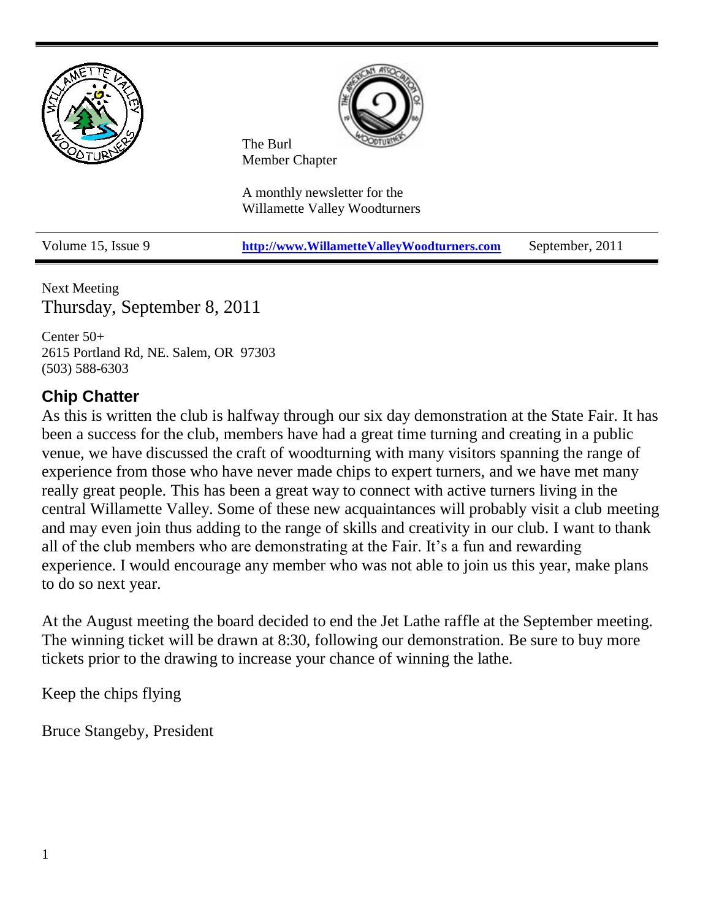The Burl
Member Chapter

A monthly newsletter for the
Willamette Valley Woodturners

Volume 15, Issue 9 | http://www.WillametteValleyWoodturners.com | September, 2011

Next Meeting
Thursday, September 8, 2011

Center 50+
2615 Portland Rd, NE. Salem, OR 97303
(503) 588-6303

## Chip Chatter

As this is written the club is halfway through our six day demonstration at the State Fair. It has been a success for the club, members have had a great time turning and creating in a public venue, we have discussed the craft of woodturning with many visitors spanning the range of experience from those who have never made chips to expert turners, and we have met many really great people. This has been a great way to connect with active turners living in the central Willamette Valley. Some of these new acquaintances will probably visit a club meeting and may even join thus adding to the range of skills and creativity in our club. I want to thank all of the club members who are demonstrating at the Fair. It's a fun and rewarding experience. I would encourage any member who was not able to join us this year, make plans to do so next year.

At the August meeting the board decided to end the Jet Lathe raffle at the September meeting. The winning ticket will be drawn at 8:30, following our demonstration. Be sure to buy more tickets prior to the drawing to increase your chance of winning the lathe.

Keep the chips flying

Bruce Stangeby, President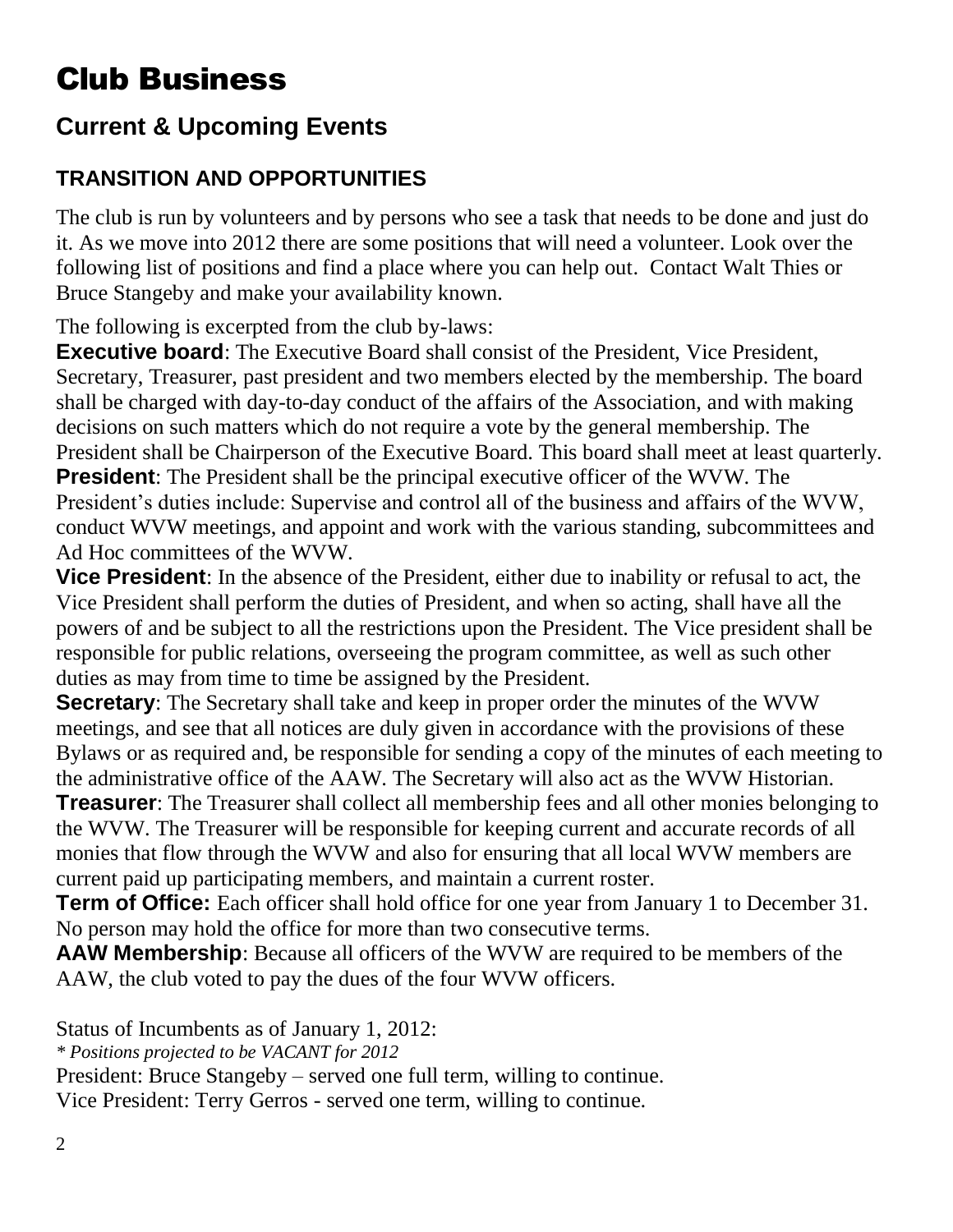# Club Business

## Current & Upcoming Events

### TRANSITION AND OPPORTUNITIES

The club is run by volunteers and by persons who see a task that needs to be done and just do it. As we move into 2012 there are some positions that will need a volunteer. Look over the following list of positions and find a place where you can help out. Contact Walt Thies or Bruce Stangeby and make your availability known.

The following is excerpted from the club by-laws:

**Executive board**: The Executive Board shall consist of the President, Vice President, Secretary, Treasurer, past president and two members elected by the membership. The board shall be charged with day-to-day conduct of the affairs of the Association, and with making decisions on such matters which do not require a vote by the general membership. The President shall be Chairperson of the Executive Board. This board shall meet at least quarterly.

**President**: The President shall be the principal executive officer of the WVW. The President's duties include: Supervise and control all of the business and affairs of the WVW, conduct WVW meetings, and appoint and work with the various standing, subcommittees and Ad Hoc committees of the WVW.

**Vice President**: In the absence of the President, either due to inability or refusal to act, the Vice President shall perform the duties of President, and when so acting, shall have all the powers of and be subject to all the restrictions upon the President. The Vice president shall be responsible for public relations, overseeing the program committee, as well as such other duties as may from time to time be assigned by the President.

**Secretary**: The Secretary shall take and keep in proper order the minutes of the WVW meetings, and see that all notices are duly given in accordance with the provisions of these Bylaws or as required and, be responsible for sending a copy of the minutes of each meeting to the administrative office of the AAW. The Secretary will also act as the WVW Historian.

**Treasurer**: The Treasurer shall collect all membership fees and all other monies belonging to the WVW. The Treasurer will be responsible for keeping current and accurate records of all monies that flow through the WVW and also for ensuring that all local WVW members are current paid up participating members, and maintain a current roster.

**Term of Office:** Each officer shall hold office for one year from January 1 to December 31. No person may hold the office for more than two consecutive terms.

**AAW Membership**: Because all officers of the WVW are required to be members of the AAW, the club voted to pay the dues of the four WVW officers.

Status of Incumbents as of January 1, 2012:

*\* Positions projected to be VACANT for 2012*

President: Bruce Stangeby – served one full term, willing to continue.

Vice President: Terry Gerros - served one term, willing to continue.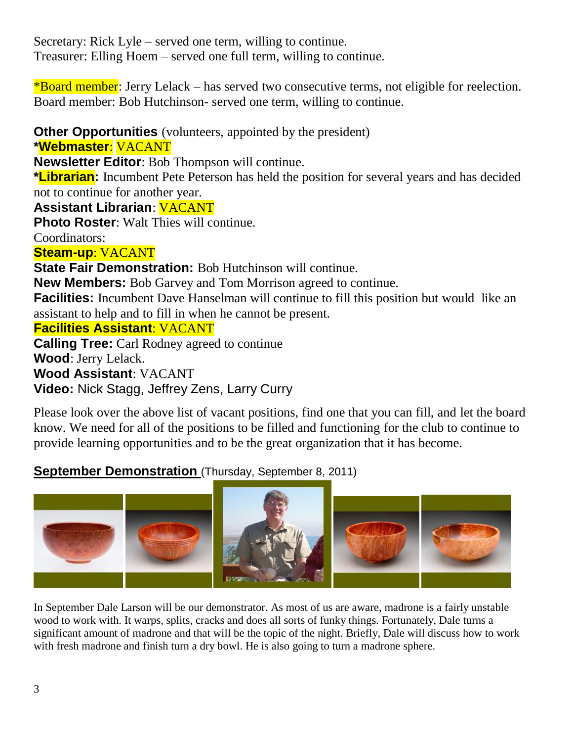Secretary: Rick Lyle – served one term, willing to continue.
Treasurer: Elling Hoem – served one full term, willing to continue.

*Board member: Jerry Lelack – has served two consecutive terms, not eligible for reelection.
Board member: Bob Hutchinson- served one term, willing to continue.

**Other Opportunities** (volunteers, appointed by the president)
***Webmaster**: VACANT
**Newsletter Editor**: Bob Thompson will continue.
***Librarian:** Incumbent Pete Peterson has held the position for several years and has decided not to continue for another year.
**Assistant Librarian**: VACANT
**Photo Roster**: Walt Thies will continue.
Coordinators:
**Steam-up**: VACANT
**State Fair Demonstration:** Bob Hutchinson will continue.
**New Members:** Bob Garvey and Tom Morrison agreed to continue.
**Facilities:** Incumbent Dave Hanselman will continue to fill this position but would like an assistant to help and to fill in when he cannot be present.
**Facilities Assistant**: VACANT
**Calling Tree:** Carl Rodney agreed to continue
**Wood**: Jerry Lelack.
**Wood Assistant**: VACANT
**Video:** Nick Stagg, Jeffrey Zens, Larry Curry

Please look over the above list of vacant positions, find one that you can fill, and let the board know. We need for all of the positions to be filled and functioning for the club to continue to provide learning opportunities and to be the great organization that it has become.

## September Demonstration (Thursday, September 8, 2011)

In September Dale Larson will be our demonstrator. As most of us are aware, madrone is a fairly unstable wood to work with. It warps, splits, cracks and does all sorts of funky things. Fortunately, Dale turns a significant amount of madrone and that will be the topic of the night. Briefly, Dale will discuss how to work with fresh madrone and finish turn a dry bowl. He is also going to turn a madrone sphere.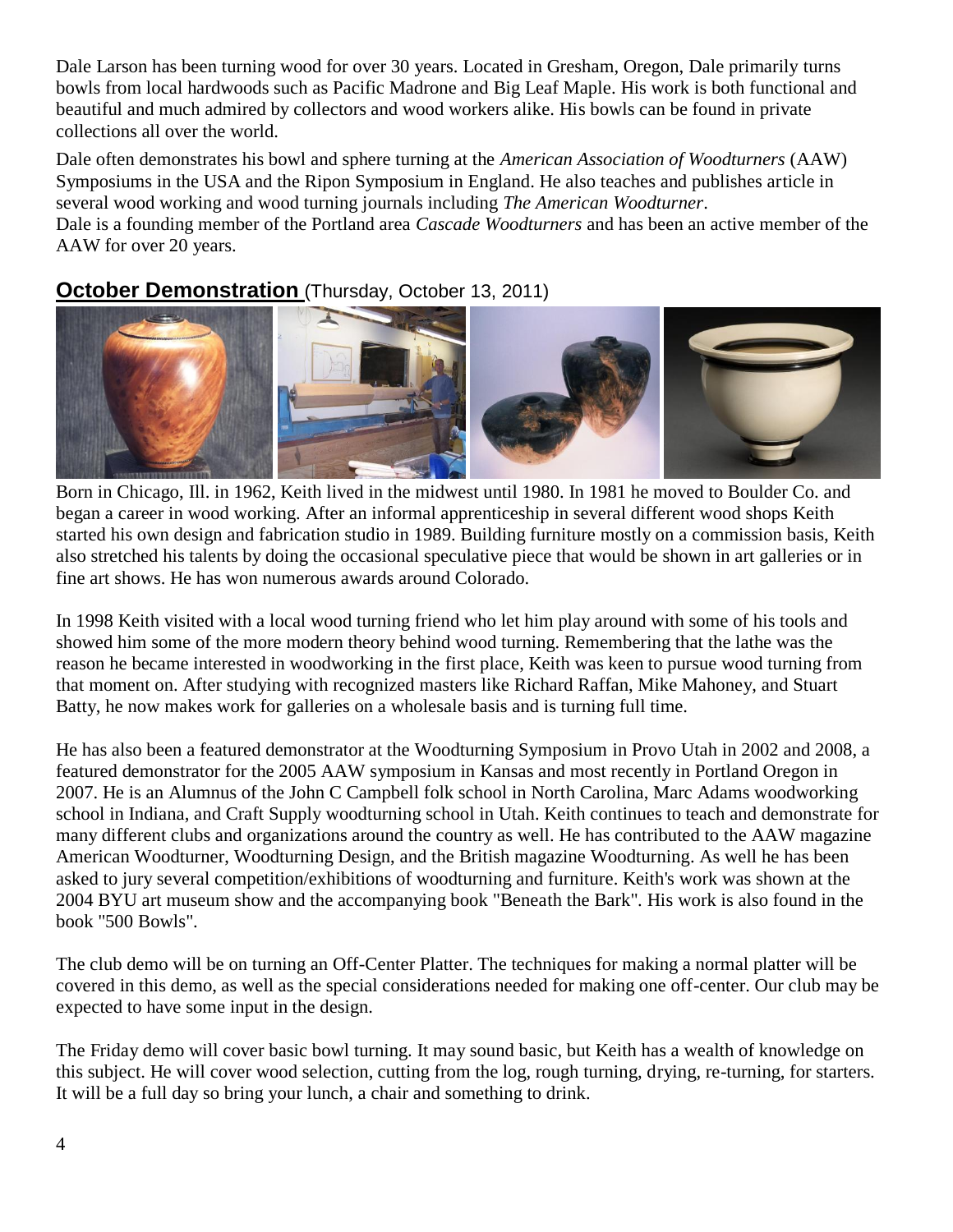Dale Larson has been turning wood for over 30 years. Located in Gresham, Oregon, Dale primarily turns bowls from local hardwoods such as Pacific Madrone and Big Leaf Maple. His work is both functional and beautiful and much admired by collectors and wood workers alike. His bowls can be found in private collections all over the world.

Dale often demonstrates his bowl and sphere turning at the *American Association of Woodturners* (AAW) Symposiums in the USA and the Ripon Symposium in England. He also teaches and publishes article in several wood working and wood turning journals including *The American Woodturner*.
Dale is a founding member of the Portland area *Cascade Woodturners* and has been an active member of the AAW for over 20 years.

## **October Demonstration** (Thursday, October 13, 2011)

Born in Chicago, Ill. in 1962, Keith lived in the midwest until 1980. In 1981 he moved to Boulder Co. and began a career in wood working. After an informal apprenticeship in several different wood shops Keith started his own design and fabrication studio in 1989. Building furniture mostly on a commission basis, Keith also stretched his talents by doing the occasional speculative piece that would be shown in art galleries or in fine art shows. He has won numerous awards around Colorado.

In 1998 Keith visited with a local wood turning friend who let him play around with some of his tools and showed him some of the more modern theory behind wood turning. Remembering that the lathe was the reason he became interested in woodworking in the first place, Keith was keen to pursue wood turning from that moment on. After studying with recognized masters like Richard Raffan, Mike Mahoney, and Stuart Batty, he now makes work for galleries on a wholesale basis and is turning full time.

He has also been a featured demonstrator at the Woodturning Symposium in Provo Utah in 2002 and 2008, a featured demonstrator for the 2005 AAW symposium in Kansas and most recently in Portland Oregon in 2007. He is an Alumnus of the John C Campbell folk school in North Carolina, Marc Adams woodworking school in Indiana, and Craft Supply woodturning school in Utah. Keith continues to teach and demonstrate for many different clubs and organizations around the country as well. He has contributed to the AAW magazine American Woodturner, Woodturning Design, and the British magazine Woodturning. As well he has been asked to jury several competition/exhibitions of woodturning and furniture. Keith's work was shown at the 2004 BYU art museum show and the accompanying book "Beneath the Bark". His work is also found in the book "500 Bowls".

The club demo will be on turning an Off-Center Platter. The techniques for making a normal platter will be covered in this demo, as well as the special considerations needed for making one off-center. Our club may be expected to have some input in the design.

The Friday demo will cover basic bowl turning. It may sound basic, but Keith has a wealth of knowledge on this subject. He will cover wood selection, cutting from the log, rough turning, drying, re-turning, for starters. It will be a full day so bring your lunch, a chair and something to drink.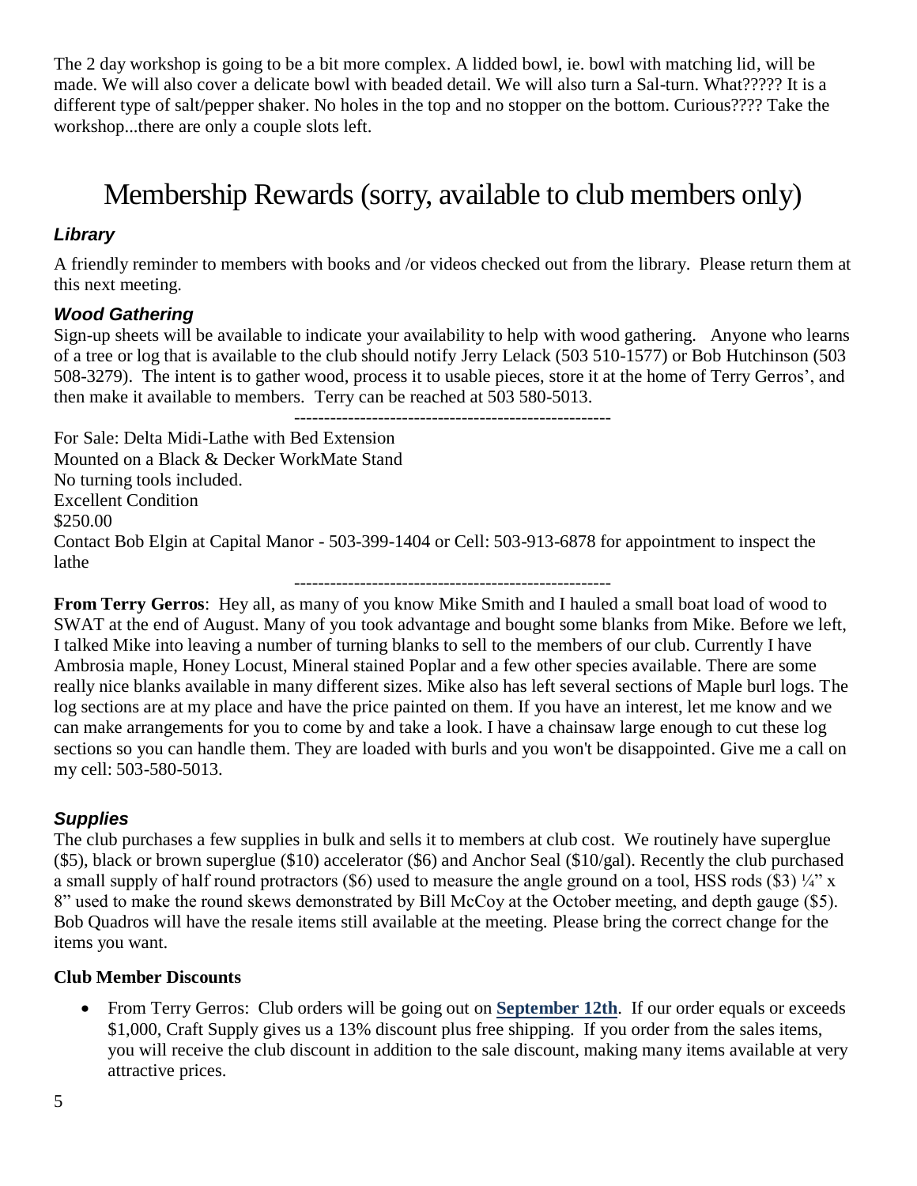The 2 day workshop is going to be a bit more complex. A lidded bowl, ie. bowl with matching lid, will be made. We will also cover a delicate bowl with beaded detail. We will also turn a Sal-turn. What????? It is a different type of salt/pepper shaker. No holes in the top and no stopper on the bottom. Curious???? Take the workshop...there are only a couple slots left.

# Membership Rewards (sorry, available to club members only)

### *Library*

A friendly reminder to members with books and /or videos checked out from the library. Please return them at this next meeting.

### *Wood Gathering*

Sign-up sheets will be available to indicate your availability to help with wood gathering. Anyone who learns of a tree or log that is available to the club should notify Jerry Lelack (503 510-1577) or Bob Hutchinson (503 508-3279). The intent is to gather wood, process it to usable pieces, store it at the home of Terry Gerros', and then make it available to members. Terry can be reached at 503 580-5013.

-----------------------------------------------------

For Sale: Delta Midi-Lathe with Bed Extension
Mounted on a Black & Decker WorkMate Stand
No turning tools included.
Excellent Condition
$250.00
Contact Bob Elgin at Capital Manor - 503-399-1404 or Cell: 503-913-6878 for appointment to inspect the lathe

-----------------------------------------------------

**From Terry Gerros**: Hey all, as many of you know Mike Smith and I hauled a small boat load of wood to SWAT at the end of August. Many of you took advantage and bought some blanks from Mike. Before we left, I talked Mike into leaving a number of turning blanks to sell to the members of our club. Currently I have Ambrosia maple, Honey Locust, Mineral stained Poplar and a few other species available. There are some really nice blanks available in many different sizes. Mike also has left several sections of Maple burl logs. The log sections are at my place and have the price painted on them. If you have an interest, let me know and we can make arrangements for you to come by and take a look. I have a chainsaw large enough to cut these log sections so you can handle them. They are loaded with burls and you won't be disappointed. Give me a call on my cell: 503-580-5013.

### *Supplies*

The club purchases a few supplies in bulk and sells it to members at club cost. We routinely have superglue ($5), black or brown superglue ($10) accelerator ($6) and Anchor Seal ($10/gal). Recently the club purchased a small supply of half round protractors ($6) used to measure the angle ground on a tool, HSS rods ($3) ¼" x 8" used to make the round skews demonstrated by Bill McCoy at the October meeting, and depth gauge ($5). Bob Quadros will have the resale items still available at the meeting. Please bring the correct change for the items you want.

**Club Member Discounts**

- From Terry Gerros: Club orders will be going out on **September 12th**. If our order equals or exceeds $1,000, Craft Supply gives us a 13% discount plus free shipping. If you order from the sales items, you will receive the club discount in addition to the sale discount, making many items available at very attractive prices.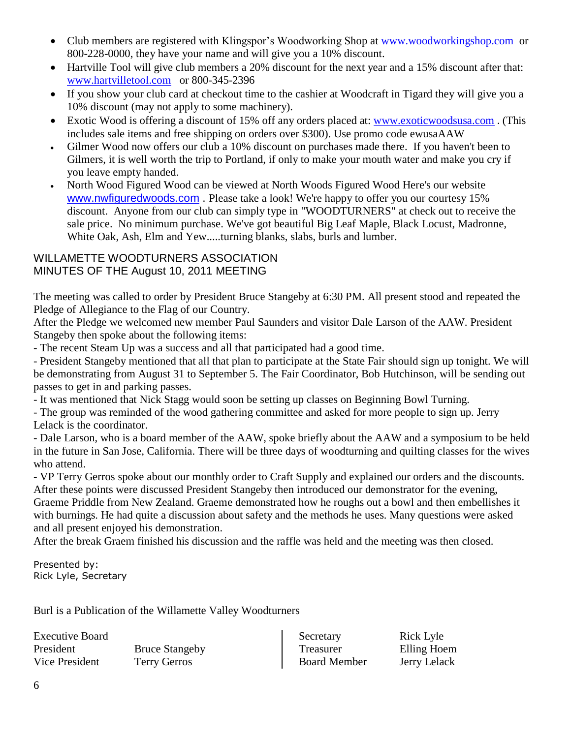- Club members are registered with Klingspor's Woodworking Shop at www.woodworkingshop.com or 800-228-0000, they have your name and will give you a 10% discount.
- Hartville Tool will give club members a 20% discount for the next year and a 15% discount after that: www.hartvilletool.com or 800-345-2396
- If you show your club card at checkout time to the cashier at Woodcraft in Tigard they will give you a 10% discount (may not apply to some machinery).
- Exotic Wood is offering a discount of 15% off any orders placed at: www.exoticwoodsusa.com . (This includes sale items and free shipping on orders over $300). Use promo code ewusaAAW
- Gilmer Wood now offers our club a 10% discount on purchases made there. If you haven't been to Gilmers, it is well worth the trip to Portland, if only to make your mouth water and make you cry if you leave empty handed.
- North Wood Figured Wood can be viewed at North Woods Figured Wood Here's our website www.nwfiguredwoods.com . Please take a look! We're happy to offer you our courtesy 15% discount. Anyone from our club can simply type in "WOODTURNERS" at check out to receive the sale price. No minimum purchase. We've got beautiful Big Leaf Maple, Black Locust, Madronne, White Oak, Ash, Elm and Yew.....turning blanks, slabs, burls and lumber.

## WILLAMETTE WOODTURNERS ASSOCIATION
## MINUTES OF THE August 10, 2011 MEETING

The meeting was called to order by President Bruce Stangeby at 6:30 PM. All present stood and repeated the Pledge of Allegiance to the Flag of our Country.

After the Pledge we welcomed new member Paul Saunders and visitor Dale Larson of the AAW. President Stangeby then spoke about the following items:

- The recent Steam Up was a success and all that participated had a good time.

- President Stangeby mentioned that all that plan to participate at the State Fair should sign up tonight. We will be demonstrating from August 31 to September 5. The Fair Coordinator, Bob Hutchinson, will be sending out passes to get in and parking passes.

- It was mentioned that Nick Stagg would soon be setting up classes on Beginning Bowl Turning.

- The group was reminded of the wood gathering committee and asked for more people to sign up. Jerry Lelack is the coordinator.

- Dale Larson, who is a board member of the AAW, spoke briefly about the AAW and a symposium to be held in the future in San Jose, California. There will be three days of woodturning and quilting classes for the wives who attend.

- VP Terry Gerros spoke about our monthly order to Craft Supply and explained our orders and the discounts.

After these points were discussed President Stangeby then introduced our demonstrator for the evening, Graeme Priddle from New Zealand. Graeme demonstrated how he roughs out a bowl and then embellishes it with burnings. He had quite a discussion about safety and the methods he uses. Many questions were asked and all present enjoyed his demonstration.

After the break Graem finished his discussion and the raffle was held and the meeting was then closed.

Presented by:
Rick Lyle, Secretary

Burl is a Publication of the Willamette Valley Woodturners

| Executive Board | | Secretary | Rick Lyle |
|---|---|---|---|
| President | Bruce Stangeby | Treasurer | Elling Hoem |
| Vice President | Terry Gerros | Board Member | Jerry Lelack |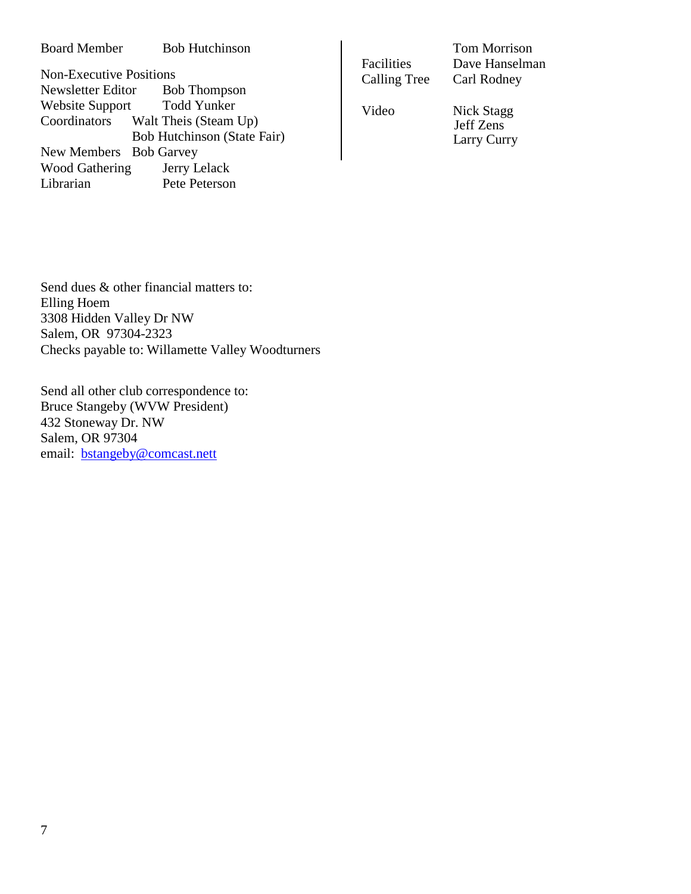Board Member Bob Hutchinson

Non-Executive Positions

| | |
|---|---|
| Newsletter Editor | Bob Thompson |
| Website Support | Todd Yunker |
| Coordinators | Walt Theis (Steam Up) |
| | Bob Hutchinson (State Fair) |
| New Members | Bob Garvey |
| Wood Gathering | Jerry Lelack |
| Librarian | Pete Peterson |
| | Tom Morrison |
| Facilities | Dave Hanselman |
| Calling Tree | Carl Rodney |
| Video | Nick Stagg |
| | Jeff Zens |
| | Larry Curry |

Send dues & other financial matters to:
Elling Hoem
3308 Hidden Valley Dr NW
Salem, OR 97304-2323
Checks payable to: Willamette Valley Woodturners

Send all other club correspondence to:
Bruce Stangeby (WVW President)
432 Stoneway Dr. NW
Salem, OR 97304
email: bstangeby@comcast.nett